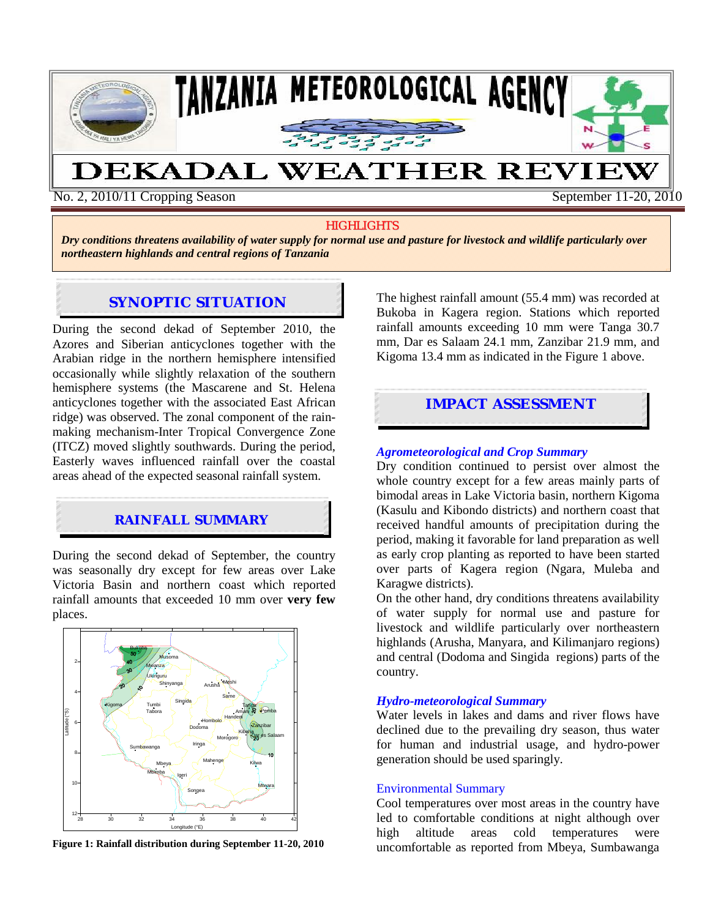# TANZANIA METEOROLOGICAL AGENCY

# DEKADAL WEATHER REVIEW

No. 2, 2010/11 Cropping Season | September 11-20, 2010

**HIGHLIGHTS**

***Dry conditions threatens availability of water supply for normal use and pasture for livestock and wildlife particularly over northeastern highlands and central regions of Tanzania***

## SYNOPTIC SITUATION

During the second dekad of September 2010, the Azores and Siberian anticyclones together with the Arabian ridge in the northern hemisphere intensified occasionally while slightly relaxation of the southern hemisphere systems (the Mascarene and St. Helena anticyclones together with the associated East African ridge) was observed. The zonal component of the rain-making mechanism-Inter Tropical Convergence Zone (ITCZ) moved slightly southwards. During the period, Easterly waves influenced rainfall over the coastal areas ahead of the expected seasonal rainfall system.

## RAINFALL SUMMARY

During the second dekad of September, the country was seasonally dry except for few areas over Lake Victoria Basin and northern coast which reported rainfall amounts that exceeded 10 mm over **very few** places.

**Figure 1: Rainfall distribution during September 11-20, 2010**

The highest rainfall amount (55.4 mm) was recorded at Bukoba in Kagera region. Stations which reported rainfall amounts exceeding 10 mm were Tanga 30.7 mm, Dar es Salaam 24.1 mm, Zanzibar 21.9 mm, and Kigoma 13.4 mm as indicated in the Figure 1 above.

## IMPACT ASSESSMENT

### *Agrometeorological and Crop Summary*

Dry condition continued to persist over almost the whole country except for a few areas mainly parts of bimodal areas in Lake Victoria basin, northern Kigoma (Kasulu and Kibondo districts) and northern coast that received handful amounts of precipitation during the period, making it favorable for land preparation as well as early crop planting as reported to have been started over parts of Kagera region (Ngara, Muleba and Karagwe districts).

On the other hand, dry conditions threatens availability of water supply for normal use and pasture for livestock and wildlife particularly over northeastern highlands (Arusha, Manyara, and Kilimanjaro regions) and central (Dodoma and Singida regions) parts of the country.

### *Hydro-meteorological Summary*

Water levels in lakes and dams and river flows have declined due to the prevailing dry season, thus water for human and industrial usage, and hydro-power generation should be used sparingly.

### Environmental Summary

Cool temperatures over most areas in the country have led to comfortable conditions at night although over high altitude areas cold temperatures were uncomfortable as reported from Mbeya, Sumbawanga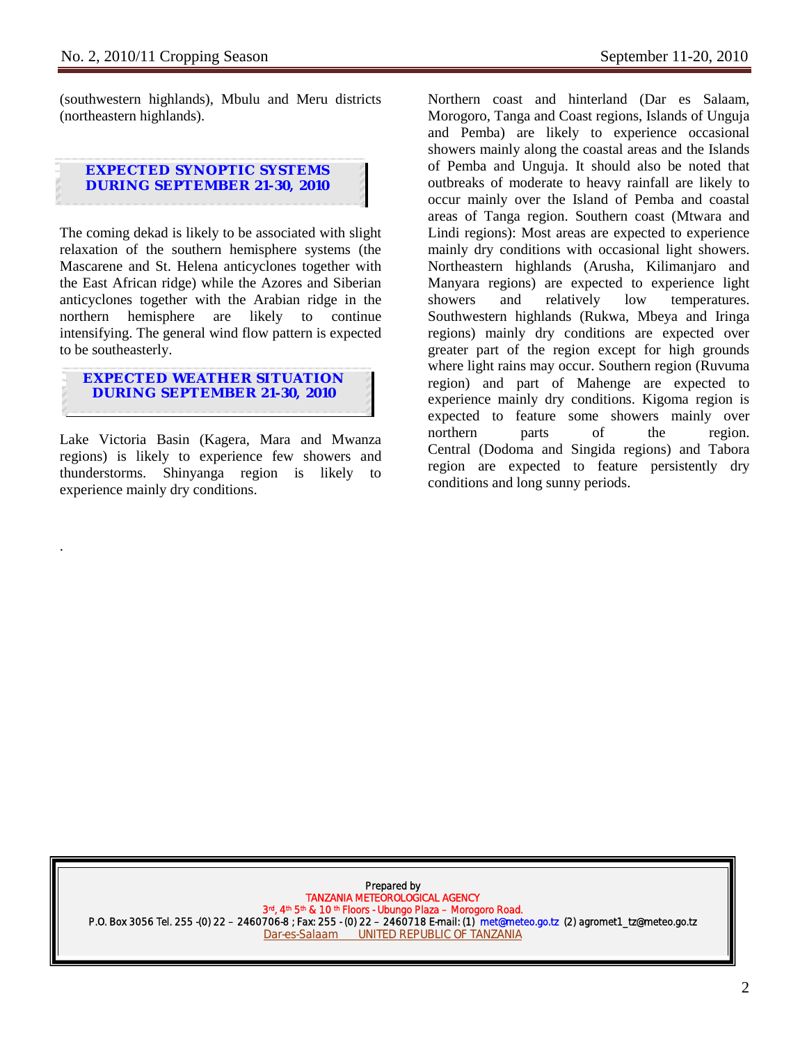(southwestern highlands), Mbulu and Meru districts (northeastern highlands).

## EXPECTED SYNOPTIC SYSTEMS DURING SEPTEMBER 21-30, 2010

The coming dekad is likely to be associated with slight relaxation of the southern hemisphere systems (the Mascarene and St. Helena anticyclones together with the East African ridge) while the Azores and Siberian anticyclones together with the Arabian ridge in the northern hemisphere are likely to continue intensifying. The general wind flow pattern is expected to be southeasterly.

## EXPECTED WEATHER SITUATION DURING SEPTEMBER 21-30, 2010

Lake Victoria Basin (Kagera, Mara and Mwanza regions) is likely to experience few showers and thunderstorms. Shinyanga region is likely to experience mainly dry conditions.

.

Northern coast and hinterland (Dar es Salaam, Morogoro, Tanga and Coast regions, Islands of Unguja and Pemba) are likely to experience occasional showers mainly along the coastal areas and the Islands of Pemba and Unguja. It should also be noted that outbreaks of moderate to heavy rainfall are likely to occur mainly over the Island of Pemba and coastal areas of Tanga region. Southern coast (Mtwara and Lindi regions): Most areas are expected to experience mainly dry conditions with occasional light showers. Northeastern highlands (Arusha, Kilimanjaro and Manyara regions) are expected to experience light showers and relatively low temperatures. Southwestern highlands (Rukwa, Mbeya and Iringa regions) mainly dry conditions are expected over greater part of the region except for high grounds where light rains may occur. Southern region (Ruvuma region) and part of Mahenge are expected to experience mainly dry conditions. Kigoma region is expected to feature some showers mainly over northern parts of the region. Central (Dodoma and Singida regions) and Tabora region are expected to feature persistently dry conditions and long sunny periods.

Prepared by
TANZANIA METEOROLOGICAL AGENCY
3rd, 4th 5th & 10th Floors - Ubungo Plaza – Morogoro Road.
P.O. Box 3056 Tel. 255 -(0) 22 – 2460706-8 ; Fax: 255 - (0) 22 – 2460718 E-mail: (1) met@meteo.go.tz (2) agromet1_tz@meteo.go.tz
Dar-es-Salaam UNITED REPUBLIC OF TANZANIA